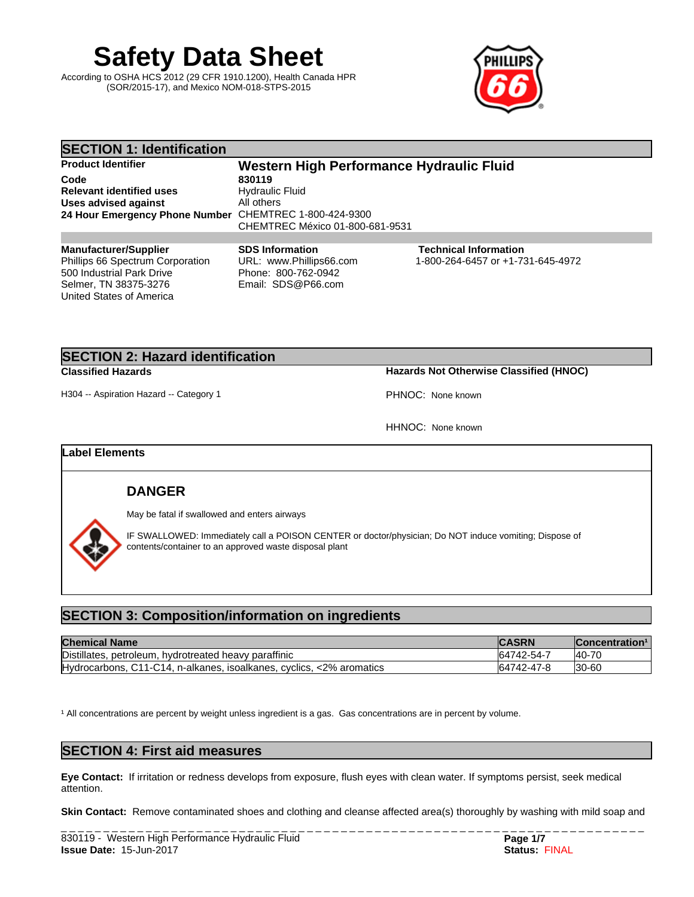# Safety Data Sheet

According to OSHA HCS 2012 (29 CFR 1910.1200), Health Canada HPR (SOR/2015-17), and Mexico NOM-018-STPS-2015

## SECTION 1: Identification

**Product Identifier** **Western High Performance Hydraulic Fluid**

**Code** **830119**

**Relevant identified uses** Hydraulic Fluid

**Uses advised against** All others

**24 Hour Emergency Phone Number** CHEMTREC 1-800-424-9300
CHEMTREC México 01-800-681-9531

**Manufacturer/Supplier**
Phillips 66 Spectrum Corporation
500 Industrial Park Drive
Selmer, TN 38375-3276
United States of America

**SDS Information**
URL: www.Phillips66.com
Phone: 800-762-0942
Email: SDS@P66.com

**Technical Information**
1-800-264-6457 or +1-731-645-4972

## SECTION 2: Hazard identification

**Classified Hazards**

H304 -- Aspiration Hazard -- Category 1

**Hazards Not Otherwise Classified (HNOC)**

PHNOC: None known

HHNOC: None known

### Label Elements

**DANGER**

May be fatal if swallowed and enters airways

IF SWALLOWED: Immediately call a POISON CENTER or doctor/physician; Do NOT induce vomiting; Dispose of contents/container to an approved waste disposal plant

## SECTION 3: Composition/information on ingredients

| Chemical Name | CASRN | Concentration[1] |
|---|---|---|
| Distillates, petroleum, hydrotreated heavy paraffinic | 64742-54-7 | 40-70 |
| Hydrocarbons, C11-C14, n-alkanes, isoalkanes, cyclics, <2% aromatics | 64742-47-8 | 30-60 |

[1] All concentrations are percent by weight unless ingredient is a gas. Gas concentrations are in percent by volume.

## SECTION 4: First aid measures

**Eye Contact:** If irritation or redness develops from exposure, flush eyes with clean water. If symptoms persist, seek medical attention.

**Skin Contact:** Remove contaminated shoes and clothing and cleanse affected area(s) thoroughly by washing with mild soap and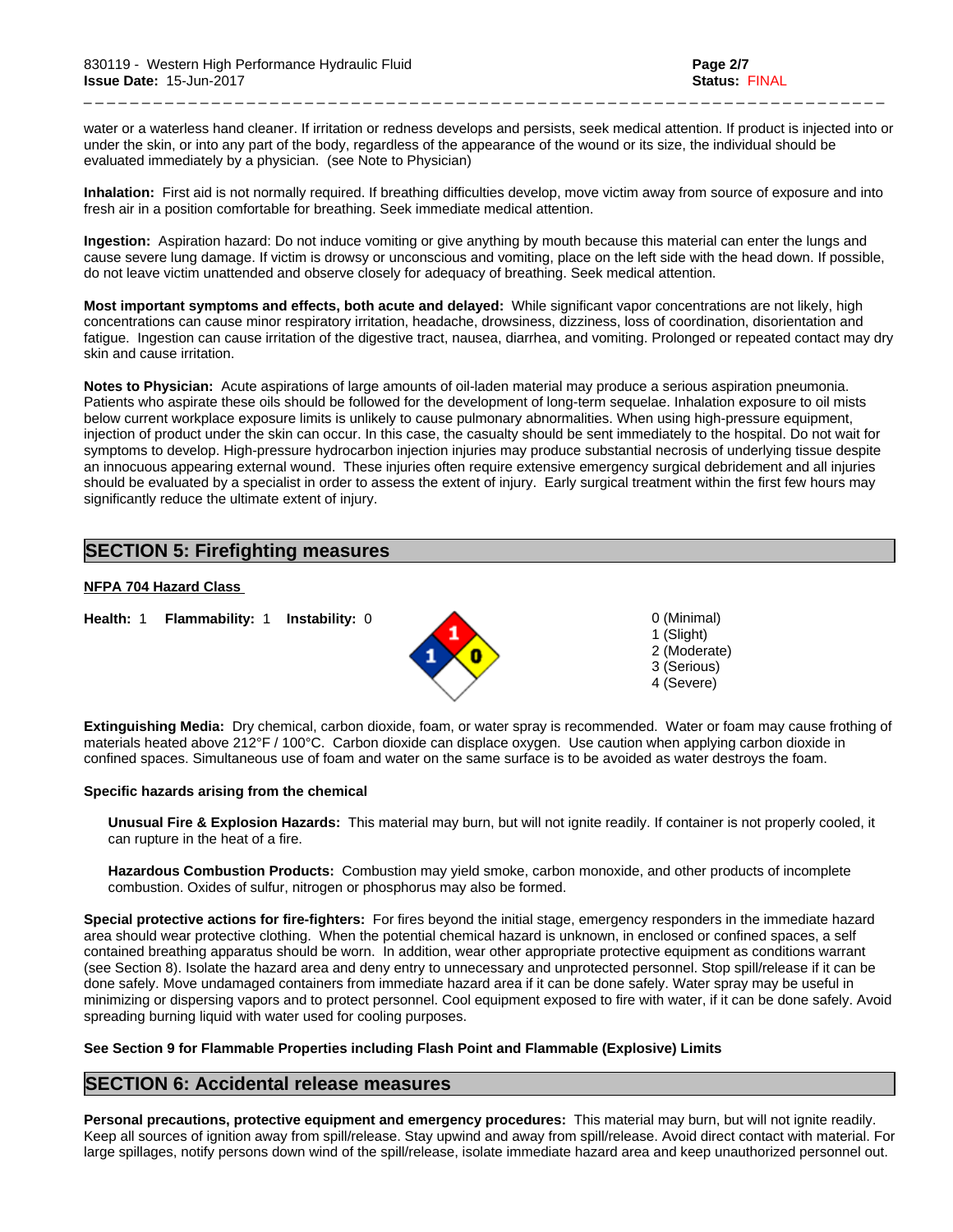water or a waterless hand cleaner. If irritation or redness develops and persists, seek medical attention. If product is injected into or under the skin, or into any part of the body, regardless of the appearance of the wound or its size, the individual should be evaluated immediately by a physician. (see Note to Physician)

**Inhalation:** First aid is not normally required. If breathing difficulties develop, move victim away from source of exposure and into fresh air in a position comfortable for breathing. Seek immediate medical attention.

**Ingestion:** Aspiration hazard: Do not induce vomiting or give anything by mouth because this material can enter the lungs and cause severe lung damage. If victim is drowsy or unconscious and vomiting, place on the left side with the head down. If possible, do not leave victim unattended and observe closely for adequacy of breathing. Seek medical attention.

**Most important symptoms and effects, both acute and delayed:** While significant vapor concentrations are not likely, high concentrations can cause minor respiratory irritation, headache, drowsiness, dizziness, loss of coordination, disorientation and fatigue. Ingestion can cause irritation of the digestive tract, nausea, diarrhea, and vomiting. Prolonged or repeated contact may dry skin and cause irritation.

**Notes to Physician:** Acute aspirations of large amounts of oil-laden material may produce a serious aspiration pneumonia. Patients who aspirate these oils should be followed for the development of long-term sequelae. Inhalation exposure to oil mists below current workplace exposure limits is unlikely to cause pulmonary abnormalities. When using high-pressure equipment, injection of product under the skin can occur. In this case, the casualty should be sent immediately to the hospital. Do not wait for symptoms to develop. High-pressure hydrocarbon injection injuries may produce substantial necrosis of underlying tissue despite an innocuous appearing external wound. These injuries often require extensive emergency surgical debridement and all injuries should be evaluated by a specialist in order to assess the extent of injury. Early surgical treatment within the first few hours may significantly reduce the ultimate extent of injury.

## SECTION 5: Firefighting measures

**NFPA 704 Hazard Class**

**Health:** 1 **Flammability:** 1 **Instability:** 0

0 (Minimal)
1 (Slight)
2 (Moderate)
3 (Serious)
4 (Severe)

**Extinguishing Media:** Dry chemical, carbon dioxide, foam, or water spray is recommended. Water or foam may cause frothing of materials heated above 212°F / 100°C. Carbon dioxide can displace oxygen. Use caution when applying carbon dioxide in confined spaces. Simultaneous use of foam and water on the same surface is to be avoided as water destroys the foam.

**Specific hazards arising from the chemical**

**Unusual Fire & Explosion Hazards:** This material may burn, but will not ignite readily. If container is not properly cooled, it can rupture in the heat of a fire.

**Hazardous Combustion Products:** Combustion may yield smoke, carbon monoxide, and other products of incomplete combustion. Oxides of sulfur, nitrogen or phosphorus may also be formed.

**Special protective actions for fire-fighters:** For fires beyond the initial stage, emergency responders in the immediate hazard area should wear protective clothing. When the potential chemical hazard is unknown, in enclosed or confined spaces, a self contained breathing apparatus should be worn. In addition, wear other appropriate protective equipment as conditions warrant (see Section 8). Isolate the hazard area and deny entry to unnecessary and unprotected personnel. Stop spill/release if it can be done safely. Move undamaged containers from immediate hazard area if it can be done safely. Water spray may be useful in minimizing or dispersing vapors and to protect personnel. Cool equipment exposed to fire with water, if it can be done safely. Avoid spreading burning liquid with water used for cooling purposes.

**See Section 9 for Flammable Properties including Flash Point and Flammable (Explosive) Limits**

## SECTION 6: Accidental release measures

**Personal precautions, protective equipment and emergency procedures:** This material may burn, but will not ignite readily. Keep all sources of ignition away from spill/release. Stay upwind and away from spill/release. Avoid direct contact with material. For large spillages, notify persons down wind of the spill/release, isolate immediate hazard area and keep unauthorized personnel out.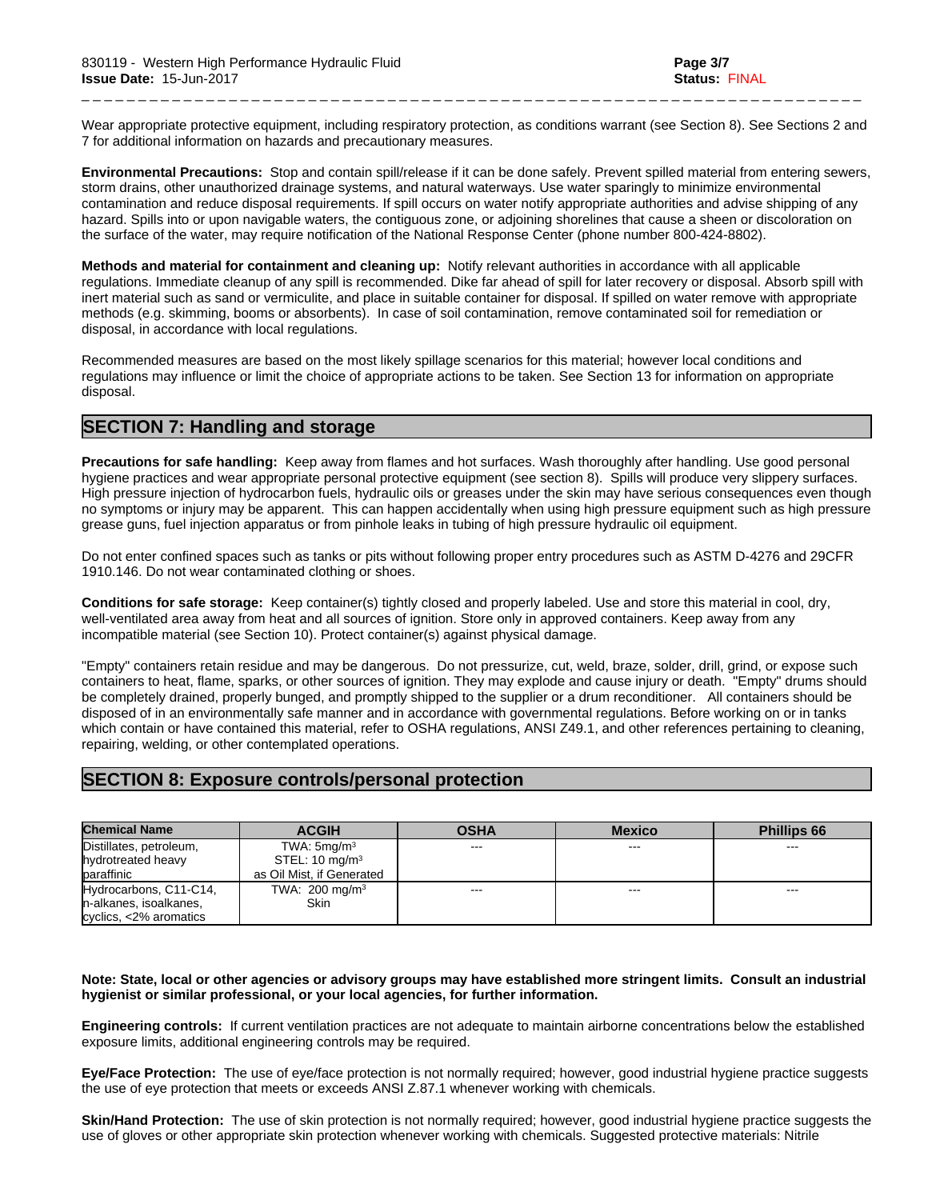Wear appropriate protective equipment, including respiratory protection, as conditions warrant (see Section 8). See Sections 2 and 7 for additional information on hazards and precautionary measures.

**Environmental Precautions:** Stop and contain spill/release if it can be done safely. Prevent spilled material from entering sewers, storm drains, other unauthorized drainage systems, and natural waterways. Use water sparingly to minimize environmental contamination and reduce disposal requirements. If spill occurs on water notify appropriate authorities and advise shipping of any hazard. Spills into or upon navigable waters, the contiguous zone, or adjoining shorelines that cause a sheen or discoloration on the surface of the water, may require notification of the National Response Center (phone number 800-424-8802).

**Methods and material for containment and cleaning up:** Notify relevant authorities in accordance with all applicable regulations. Immediate cleanup of any spill is recommended. Dike far ahead of spill for later recovery or disposal. Absorb spill with inert material such as sand or vermiculite, and place in suitable container for disposal. If spilled on water remove with appropriate methods (e.g. skimming, booms or absorbents). In case of soil contamination, remove contaminated soil for remediation or disposal, in accordance with local regulations.

Recommended measures are based on the most likely spillage scenarios for this material; however local conditions and regulations may influence or limit the choice of appropriate actions to be taken. See Section 13 for information on appropriate disposal.

## SECTION 7: Handling and storage

**Precautions for safe handling:** Keep away from flames and hot surfaces. Wash thoroughly after handling. Use good personal hygiene practices and wear appropriate personal protective equipment (see section 8). Spills will produce very slippery surfaces. High pressure injection of hydrocarbon fuels, hydraulic oils or greases under the skin may have serious consequences even though no symptoms or injury may be apparent. This can happen accidentally when using high pressure equipment such as high pressure grease guns, fuel injection apparatus or from pinhole leaks in tubing of high pressure hydraulic oil equipment.

Do not enter confined spaces such as tanks or pits without following proper entry procedures such as ASTM D-4276 and 29CFR 1910.146. Do not wear contaminated clothing or shoes.

**Conditions for safe storage:** Keep container(s) tightly closed and properly labeled. Use and store this material in cool, dry, well-ventilated area away from heat and all sources of ignition. Store only in approved containers. Keep away from any incompatible material (see Section 10). Protect container(s) against physical damage.

"Empty" containers retain residue and may be dangerous. Do not pressurize, cut, weld, braze, solder, drill, grind, or expose such containers to heat, flame, sparks, or other sources of ignition. They may explode and cause injury or death. "Empty" drums should be completely drained, properly bunged, and promptly shipped to the supplier or a drum reconditioner. All containers should be disposed of in an environmentally safe manner and in accordance with governmental regulations. Before working on or in tanks which contain or have contained this material, refer to OSHA regulations, ANSI Z49.1, and other references pertaining to cleaning, repairing, welding, or other contemplated operations.

## SECTION 8: Exposure controls/personal protection

| Chemical Name | ACGIH | OSHA | Mexico | Phillips 66 |
|---|---|---|---|---|
| Distillates, petroleum, hydrotreated heavy paraffinic | TWA: 5mg/m³<br>STEL: 10 mg/m³<br>as Oil Mist, if Generated | --- | --- | --- |
| Hydrocarbons, C11-C14, n-alkanes, isoalkanes, cyclics, <2% aromatics | TWA: 200 mg/m³<br>Skin | --- | --- | --- |

**Note: State, local or other agencies or advisory groups may have established more stringent limits. Consult an industrial hygienist or similar professional, or your local agencies, for further information.**

**Engineering controls:** If current ventilation practices are not adequate to maintain airborne concentrations below the established exposure limits, additional engineering controls may be required.

**Eye/Face Protection:** The use of eye/face protection is not normally required; however, good industrial hygiene practice suggests the use of eye protection that meets or exceeds ANSI Z.87.1 whenever working with chemicals.

**Skin/Hand Protection:** The use of skin protection is not normally required; however, good industrial hygiene practice suggests the use of gloves or other appropriate skin protection whenever working with chemicals. Suggested protective materials: Nitrile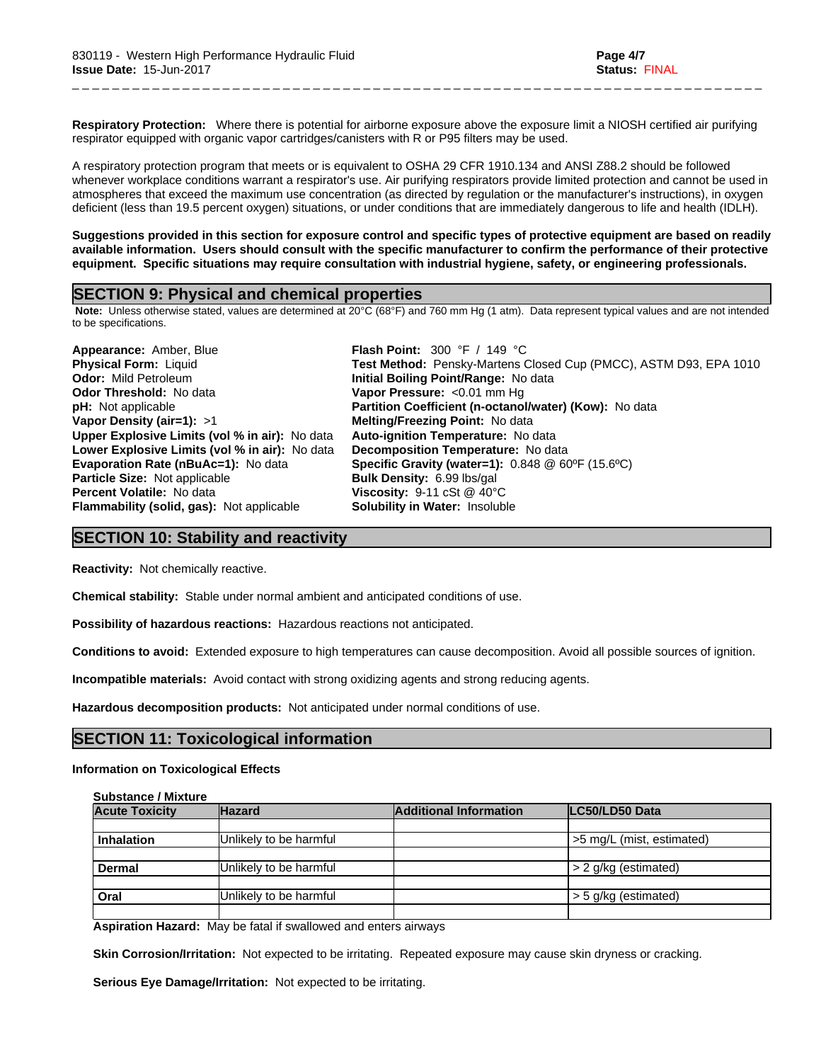**Respiratory Protection:** Where there is potential for airborne exposure above the exposure limit a NIOSH certified air purifying respirator equipped with organic vapor cartridges/canisters with R or P95 filters may be used.

A respiratory protection program that meets or is equivalent to OSHA 29 CFR 1910.134 and ANSI Z88.2 should be followed whenever workplace conditions warrant a respirator's use. Air purifying respirators provide limited protection and cannot be used in atmospheres that exceed the maximum use concentration (as directed by regulation or the manufacturer's instructions), in oxygen deficient (less than 19.5 percent oxygen) situations, or under conditions that are immediately dangerous to life and health (IDLH).

**Suggestions provided in this section for exposure control and specific types of protective equipment are based on readily available information. Users should consult with the specific manufacturer to confirm the performance of their protective equipment. Specific situations may require consultation with industrial hygiene, safety, or engineering professionals.**

## SECTION 9: Physical and chemical properties

**Note:** Unless otherwise stated, values are determined at 20°C (68°F) and 760 mm Hg (1 atm). Data represent typical values and are not intended to be specifications.

**Appearance:** Amber, Blue
**Physical Form:** Liquid
**Odor:** Mild Petroleum
**Odor Threshold:** No data
**pH:** Not applicable
**Vapor Density (air=1):** >1
**Upper Explosive Limits (vol % in air):** No data
**Lower Explosive Limits (vol % in air):** No data
**Evaporation Rate (nBuAc=1):** No data
**Particle Size:** Not applicable
**Percent Volatile:** No data
**Flammability (solid, gas):** Not applicable

**Flash Point:** 300 °F / 149 °C
**Test Method:** Pensky-Martens Closed Cup (PMCC), ASTM D93, EPA 1010
**Initial Boiling Point/Range:** No data
**Vapor Pressure:** <0.01 mm Hg
**Partition Coefficient (n-octanol/water) (Kow):** No data
**Melting/Freezing Point:** No data
**Auto-ignition Temperature:** No data
**Decomposition Temperature:** No data
**Specific Gravity (water=1):** 0.848 @ 60ºF (15.6ºC)
**Bulk Density:** 6.99 lbs/gal
**Viscosity:** 9-11 cSt @ 40°C
**Solubility in Water:** Insoluble

## SECTION 10: Stability and reactivity

**Reactivity:** Not chemically reactive.

**Chemical stability:** Stable under normal ambient and anticipated conditions of use.

**Possibility of hazardous reactions:** Hazardous reactions not anticipated.

**Conditions to avoid:** Extended exposure to high temperatures can cause decomposition. Avoid all possible sources of ignition.

**Incompatible materials:** Avoid contact with strong oxidizing agents and strong reducing agents.

**Hazardous decomposition products:** Not anticipated under normal conditions of use.

## SECTION 11: Toxicological information

**Information on Toxicological Effects**

**Substance / Mixture**

| Acute Toxicity | Hazard | Additional Information | LC50/LD50 Data |
|---|---|---|---|
| **Inhalation** | Unlikely to be harmful | | >5 mg/L (mist, estimated) |
| **Dermal** | Unlikely to be harmful | | > 2 g/kg (estimated) |
| **Oral** | Unlikely to be harmful | | > 5 g/kg (estimated) |

**Aspiration Hazard:** May be fatal if swallowed and enters airways

**Skin Corrosion/Irritation:** Not expected to be irritating. Repeated exposure may cause skin dryness or cracking.

**Serious Eye Damage/Irritation:** Not expected to be irritating.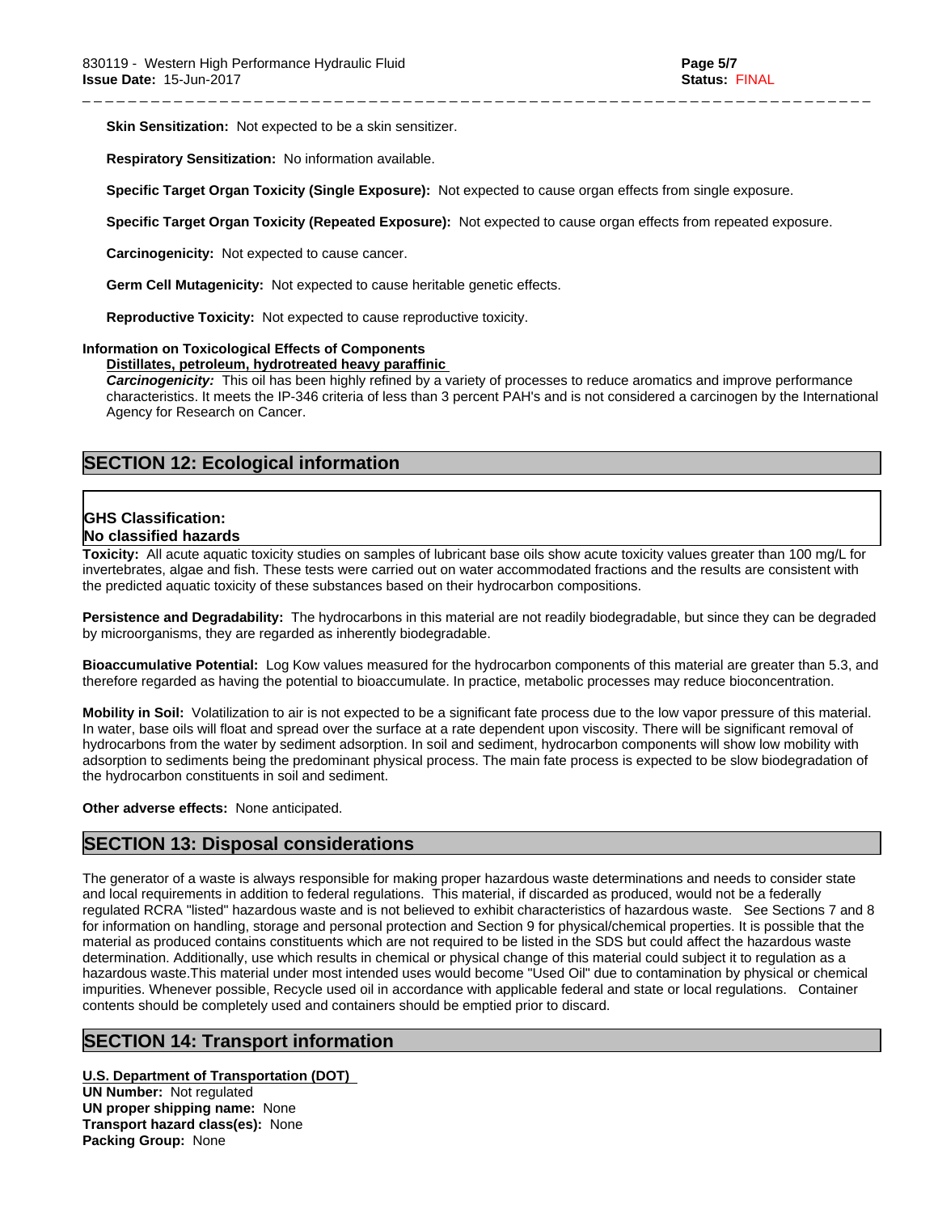**Skin Sensitization:** Not expected to be a skin sensitizer.

**Respiratory Sensitization:** No information available.

**Specific Target Organ Toxicity (Single Exposure):** Not expected to cause organ effects from single exposure.

**Specific Target Organ Toxicity (Repeated Exposure):** Not expected to cause organ effects from repeated exposure.

**Carcinogenicity:** Not expected to cause cancer.

**Germ Cell Mutagenicity:** Not expected to cause heritable genetic effects.

**Reproductive Toxicity:** Not expected to cause reproductive toxicity.

**Information on Toxicological Effects of Components**

**Distillates, petroleum, hydrotreated heavy paraffinic**

***Carcinogenicity:*** This oil has been highly refined by a variety of processes to reduce aromatics and improve performance characteristics. It meets the IP-346 criteria of less than 3 percent PAH's and is not considered a carcinogen by the International Agency for Research on Cancer.

## SECTION 12: Ecological information

**GHS Classification:**
**No classified hazards**

**Toxicity:** All acute aquatic toxicity studies on samples of lubricant base oils show acute toxicity values greater than 100 mg/L for invertebrates, algae and fish. These tests were carried out on water accommodated fractions and the results are consistent with the predicted aquatic toxicity of these substances based on their hydrocarbon compositions.

**Persistence and Degradability:** The hydrocarbons in this material are not readily biodegradable, but since they can be degraded by microorganisms, they are regarded as inherently biodegradable.

**Bioaccumulative Potential:** Log Kow values measured for the hydrocarbon components of this material are greater than 5.3, and therefore regarded as having the potential to bioaccumulate. In practice, metabolic processes may reduce bioconcentration.

**Mobility in Soil:** Volatilization to air is not expected to be a significant fate process due to the low vapor pressure of this material. In water, base oils will float and spread over the surface at a rate dependent upon viscosity. There will be significant removal of hydrocarbons from the water by sediment adsorption. In soil and sediment, hydrocarbon components will show low mobility with adsorption to sediments being the predominant physical process. The main fate process is expected to be slow biodegradation of the hydrocarbon constituents in soil and sediment.

**Other adverse effects:** None anticipated.

## SECTION 13: Disposal considerations

The generator of a waste is always responsible for making proper hazardous waste determinations and needs to consider state and local requirements in addition to federal regulations. This material, if discarded as produced, would not be a federally regulated RCRA "listed" hazardous waste and is not believed to exhibit characteristics of hazardous waste. See Sections 7 and 8 for information on handling, storage and personal protection and Section 9 for physical/chemical properties. It is possible that the material as produced contains constituents which are not required to be listed in the SDS but could affect the hazardous waste determination. Additionally, use which results in chemical or physical change of this material could subject it to regulation as a hazardous waste.This material under most intended uses would become "Used Oil" due to contamination by physical or chemical impurities. Whenever possible, Recycle used oil in accordance with applicable federal and state or local regulations. Container contents should be completely used and containers should be emptied prior to discard.

## SECTION 14: Transport information

**U.S. Department of Transportation (DOT)**

**UN Number:** Not regulated
**UN proper shipping name:** None
**Transport hazard class(es):** None
**Packing Group:** None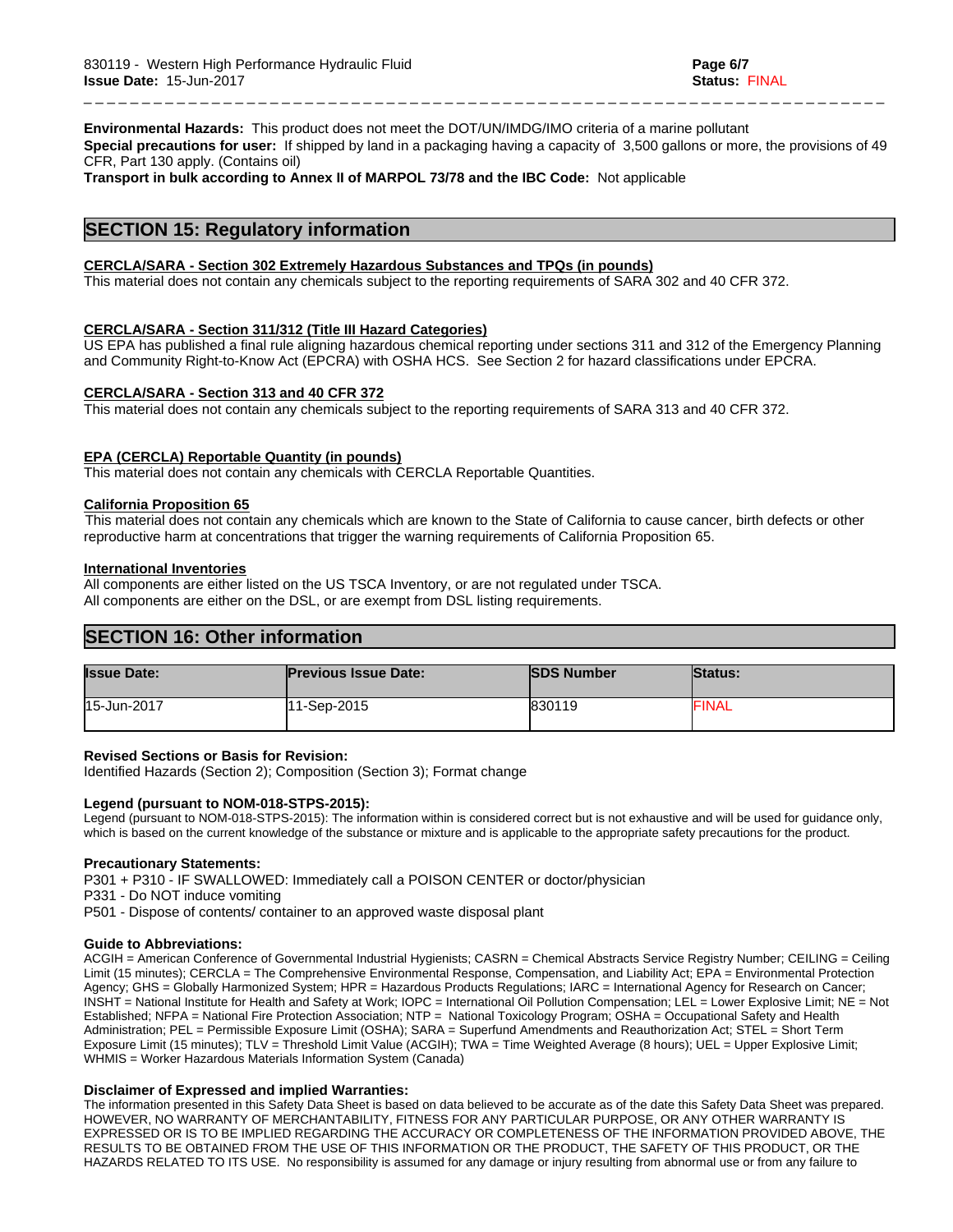**Environmental Hazards:** This product does not meet the DOT/UN/IMDG/IMO criteria of a marine pollutant

**Special precautions for user:** If shipped by land in a packaging having a capacity of 3,500 gallons or more, the provisions of 49 CFR, Part 130 apply. (Contains oil)

**Transport in bulk according to Annex II of MARPOL 73/78 and the IBC Code:** Not applicable

## SECTION 15: Regulatory information

**CERCLA/SARA - Section 302 Extremely Hazardous Substances and TPQs (in pounds)**

This material does not contain any chemicals subject to the reporting requirements of SARA 302 and 40 CFR 372.

**CERCLA/SARA - Section 311/312 (Title III Hazard Categories)**

US EPA has published a final rule aligning hazardous chemical reporting under sections 311 and 312 of the Emergency Planning and Community Right-to-Know Act (EPCRA) with OSHA HCS. See Section 2 for hazard classifications under EPCRA.

**CERCLA/SARA - Section 313 and 40 CFR 372**

This material does not contain any chemicals subject to the reporting requirements of SARA 313 and 40 CFR 372.

**EPA (CERCLA) Reportable Quantity (in pounds)**

This material does not contain any chemicals with CERCLA Reportable Quantities.

**California Proposition 65**

This material does not contain any chemicals which are known to the State of California to cause cancer, birth defects or other reproductive harm at concentrations that trigger the warning requirements of California Proposition 65.

**International Inventories**

All components are either listed on the US TSCA Inventory, or are not regulated under TSCA.
All components are either on the DSL, or are exempt from DSL listing requirements.

## SECTION 16: Other information

| Issue Date: | Previous Issue Date: | SDS Number | Status: |
|---|---|---|---|
| 15-Jun-2017 | 11-Sep-2015 | 830119 | FINAL |

**Revised Sections or Basis for Revision:**

Identified Hazards (Section 2); Composition (Section 3); Format change

**Legend (pursuant to NOM-018-STPS-2015):**

Legend (pursuant to NOM-018-STPS-2015): The information within is considered correct but is not exhaustive and will be used for guidance only, which is based on the current knowledge of the substance or mixture and is applicable to the appropriate safety precautions for the product.

**Precautionary Statements:**

P301 + P310 - IF SWALLOWED: Immediately call a POISON CENTER or doctor/physician
P331 - Do NOT induce vomiting
P501 - Dispose of contents/ container to an approved waste disposal plant

**Guide to Abbreviations:**

ACGIH = American Conference of Governmental Industrial Hygienists; CASRN = Chemical Abstracts Service Registry Number; CEILING = Ceiling Limit (15 minutes); CERCLA = The Comprehensive Environmental Response, Compensation, and Liability Act; EPA = Environmental Protection Agency; GHS = Globally Harmonized System; HPR = Hazardous Products Regulations; IARC = International Agency for Research on Cancer; INSHT = National Institute for Health and Safety at Work; IOPC = International Oil Pollution Compensation; LEL = Lower Explosive Limit; NE = Not Established; NFPA = National Fire Protection Association; NTP = National Toxicology Program; OSHA = Occupational Safety and Health Administration; PEL = Permissible Exposure Limit (OSHA); SARA = Superfund Amendments and Reauthorization Act; STEL = Short Term Exposure Limit (15 minutes); TLV = Threshold Limit Value (ACGIH); TWA = Time Weighted Average (8 hours); UEL = Upper Explosive Limit; WHMIS = Worker Hazardous Materials Information System (Canada)

**Disclaimer of Expressed and implied Warranties:**

The information presented in this Safety Data Sheet is based on data believed to be accurate as of the date this Safety Data Sheet was prepared. HOWEVER, NO WARRANTY OF MERCHANTABILITY, FITNESS FOR ANY PARTICULAR PURPOSE, OR ANY OTHER WARRANTY IS EXPRESSED OR IS TO BE IMPLIED REGARDING THE ACCURACY OR COMPLETENESS OF THE INFORMATION PROVIDED ABOVE, THE RESULTS TO BE OBTAINED FROM THE USE OF THIS INFORMATION OR THE PRODUCT, THE SAFETY OF THIS PRODUCT, OR THE HAZARDS RELATED TO ITS USE. No responsibility is assumed for any damage or injury resulting from abnormal use or from any failure to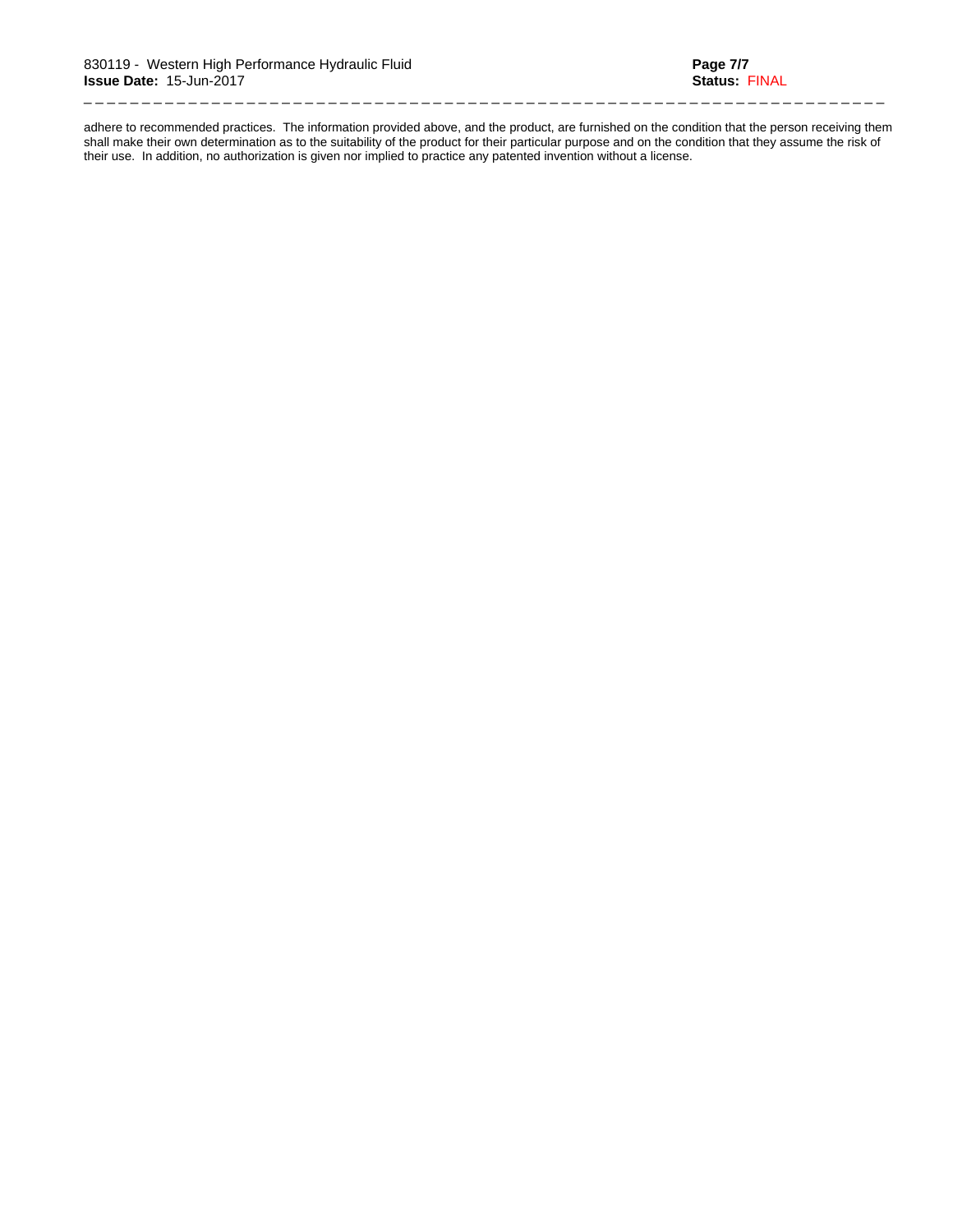adhere to recommended practices. The information provided above, and the product, are furnished on the condition that the person receiving them shall make their own determination as to the suitability of the product for their particular purpose and on the condition that they assume the risk of their use. In addition, no authorization is given nor implied to practice any patented invention without a license.